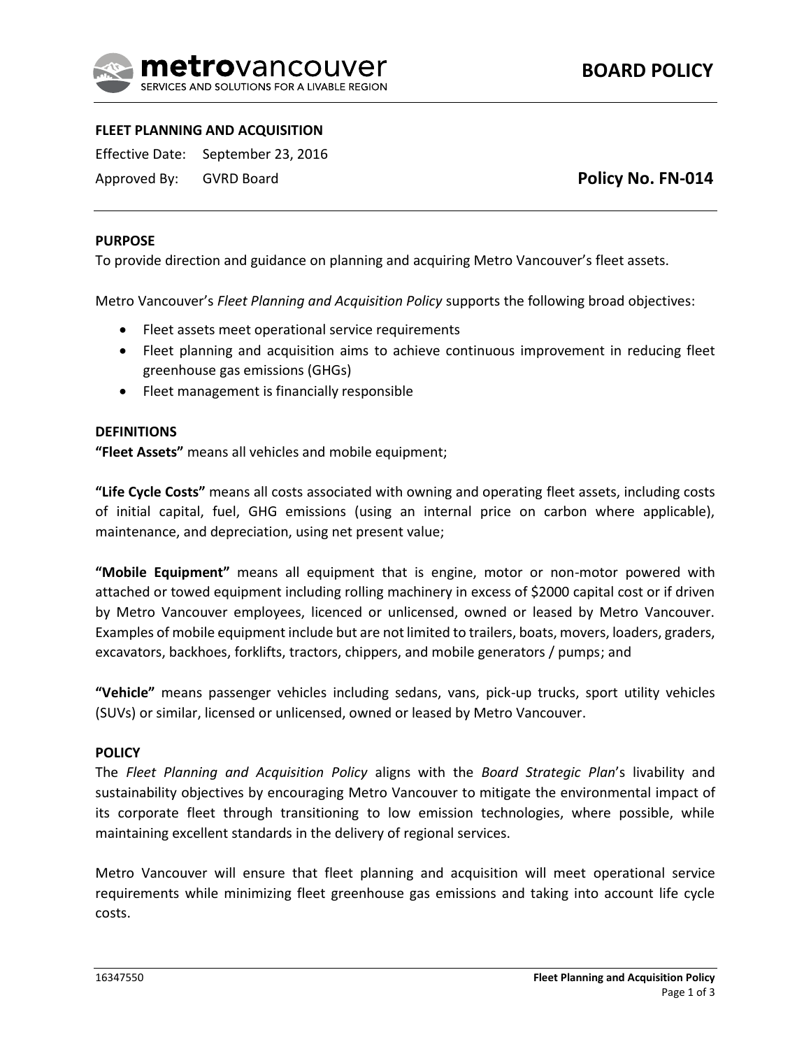metrovancouver
SERVICES AND SOLUTIONS FOR A LIVABLE REGION

# BOARD POLICY

**FLEET PLANNING AND ACQUISITION**

Effective Date: September 23, 2016

Approved By: GVRD Board

**Policy No. FN-014**

## PURPOSE

To provide direction and guidance on planning and acquiring Metro Vancouver's fleet assets.

Metro Vancouver's *Fleet Planning and Acquisition Policy* supports the following broad objectives:

- Fleet assets meet operational service requirements
- Fleet planning and acquisition aims to achieve continuous improvement in reducing fleet greenhouse gas emissions (GHGs)
- Fleet management is financially responsible

## DEFINITIONS

**"Fleet Assets"** means all vehicles and mobile equipment;

**"Life Cycle Costs"** means all costs associated with owning and operating fleet assets, including costs of initial capital, fuel, GHG emissions (using an internal price on carbon where applicable), maintenance, and depreciation, using net present value;

**"Mobile Equipment"** means all equipment that is engine, motor or non-motor powered with attached or towed equipment including rolling machinery in excess of $2000 capital cost or if driven by Metro Vancouver employees, licenced or unlicensed, owned or leased by Metro Vancouver. Examples of mobile equipment include but are not limited to trailers, boats, movers, loaders, graders, excavators, backhoes, forklifts, tractors, chippers, and mobile generators / pumps; and

**"Vehicle"** means passenger vehicles including sedans, vans, pick-up trucks, sport utility vehicles (SUVs) or similar, licensed or unlicensed, owned or leased by Metro Vancouver.

## POLICY

The *Fleet Planning and Acquisition Policy* aligns with the *Board Strategic Plan*'s livability and sustainability objectives by encouraging Metro Vancouver to mitigate the environmental impact of its corporate fleet through transitioning to low emission technologies, where possible, while maintaining excellent standards in the delivery of regional services.

Metro Vancouver will ensure that fleet planning and acquisition will meet operational service requirements while minimizing fleet greenhouse gas emissions and taking into account life cycle costs.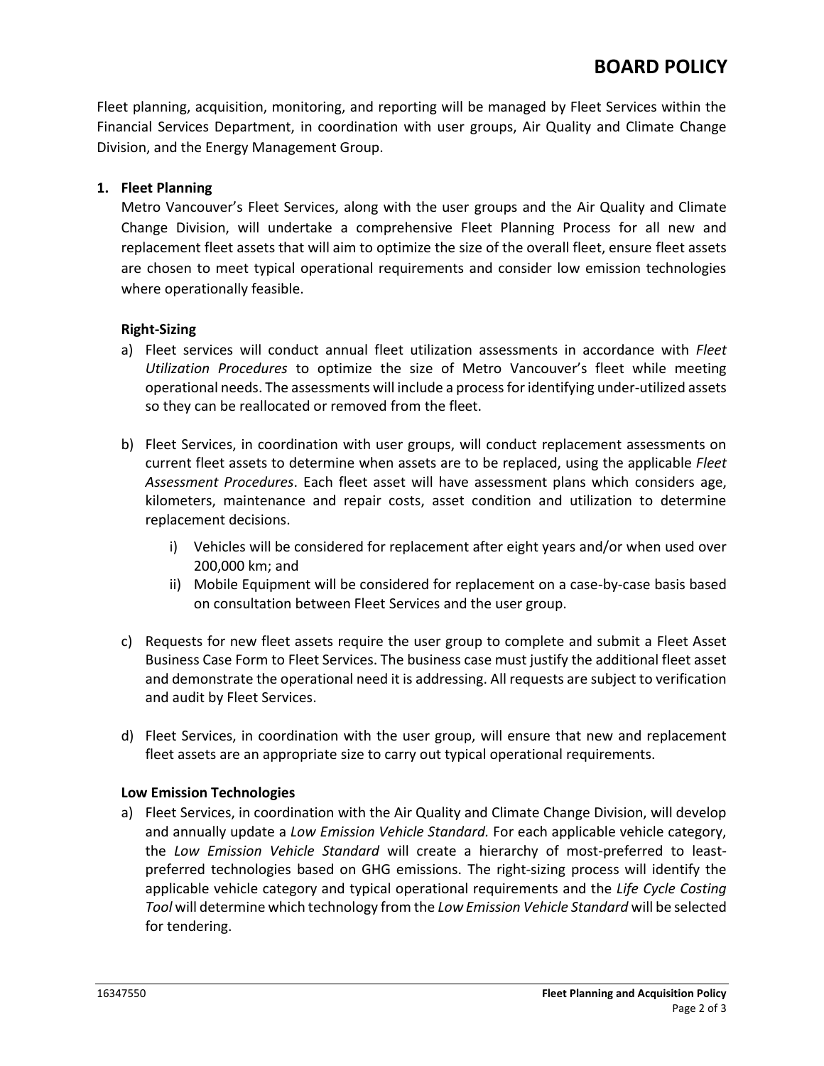Fleet planning, acquisition, monitoring, and reporting will be managed by Fleet Services within the Financial Services Department, in coordination with user groups, Air Quality and Climate Change Division, and the Energy Management Group.

**1. Fleet Planning**

Metro Vancouver's Fleet Services, along with the user groups and the Air Quality and Climate Change Division, will undertake a comprehensive Fleet Planning Process for all new and replacement fleet assets that will aim to optimize the size of the overall fleet, ensure fleet assets are chosen to meet typical operational requirements and consider low emission technologies where operationally feasible.

**Right-Sizing**

a) Fleet services will conduct annual fleet utilization assessments in accordance with *Fleet Utilization Procedures* to optimize the size of Metro Vancouver's fleet while meeting operational needs. The assessments will include a process for identifying under-utilized assets so they can be reallocated or removed from the fleet.

b) Fleet Services, in coordination with user groups, will conduct replacement assessments on current fleet assets to determine when assets are to be replaced, using the applicable *Fleet Assessment Procedures*. Each fleet asset will have assessment plans which considers age, kilometers, maintenance and repair costs, asset condition and utilization to determine replacement decisions.

   i) Vehicles will be considered for replacement after eight years and/or when used over 200,000 km; and

   ii) Mobile Equipment will be considered for replacement on a case-by-case basis based on consultation between Fleet Services and the user group.

c) Requests for new fleet assets require the user group to complete and submit a Fleet Asset Business Case Form to Fleet Services. The business case must justify the additional fleet asset and demonstrate the operational need it is addressing. All requests are subject to verification and audit by Fleet Services.

d) Fleet Services, in coordination with the user group, will ensure that new and replacement fleet assets are an appropriate size to carry out typical operational requirements.

**Low Emission Technologies**

a) Fleet Services, in coordination with the Air Quality and Climate Change Division, will develop and annually update a *Low Emission Vehicle Standard.* For each applicable vehicle category, the *Low Emission Vehicle Standard* will create a hierarchy of most-preferred to least-preferred technologies based on GHG emissions. The right-sizing process will identify the applicable vehicle category and typical operational requirements and the *Life Cycle Costing Tool* will determine which technology from the *Low Emission Vehicle Standard* will be selected for tendering.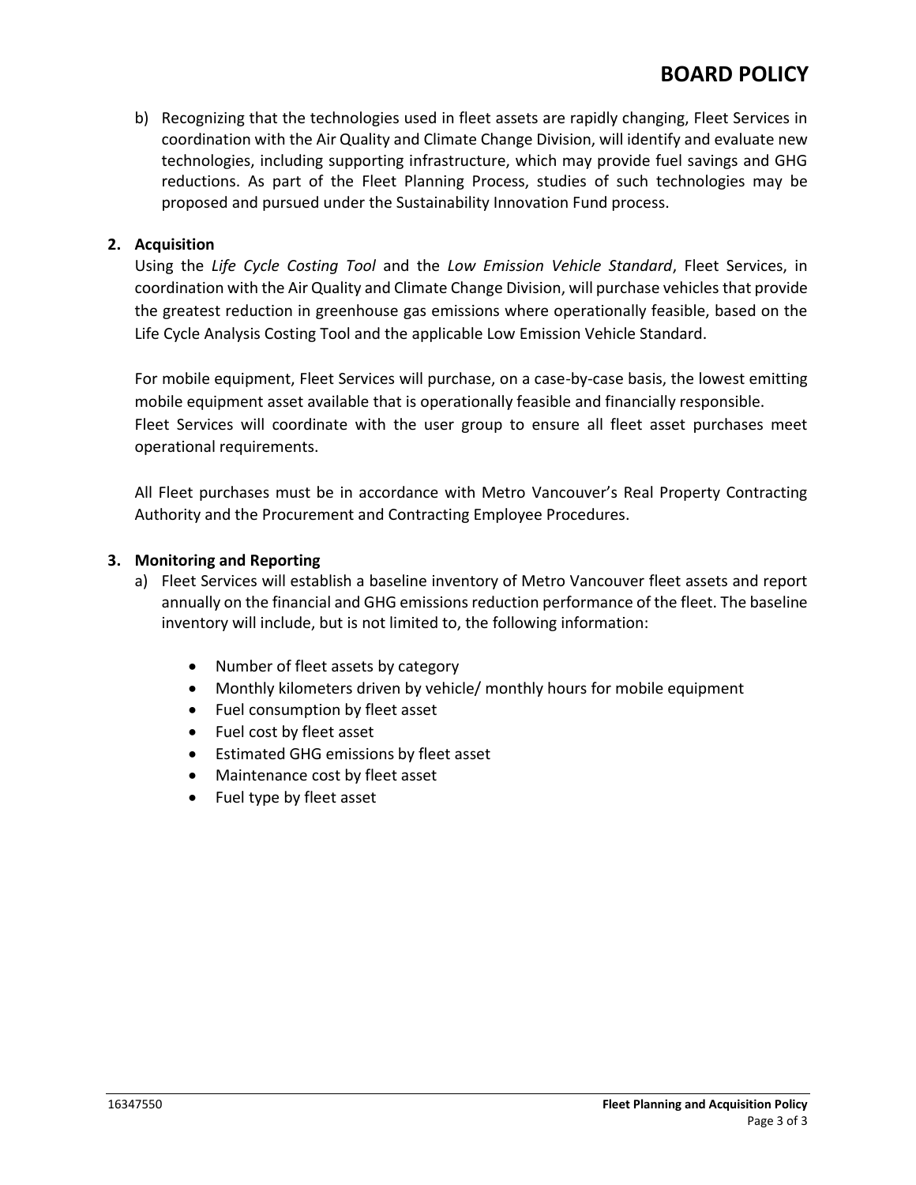b) Recognizing that the technologies used in fleet assets are rapidly changing, Fleet Services in coordination with the Air Quality and Climate Change Division, will identify and evaluate new technologies, including supporting infrastructure, which may provide fuel savings and GHG reductions. As part of the Fleet Planning Process, studies of such technologies may be proposed and pursued under the Sustainability Innovation Fund process.

**2. Acquisition**

Using the *Life Cycle Costing Tool* and the *Low Emission Vehicle Standard*, Fleet Services, in coordination with the Air Quality and Climate Change Division, will purchase vehicles that provide the greatest reduction in greenhouse gas emissions where operationally feasible, based on the Life Cycle Analysis Costing Tool and the applicable Low Emission Vehicle Standard.

For mobile equipment, Fleet Services will purchase, on a case-by-case basis, the lowest emitting mobile equipment asset available that is operationally feasible and financially responsible.
Fleet Services will coordinate with the user group to ensure all fleet asset purchases meet operational requirements.

All Fleet purchases must be in accordance with Metro Vancouver's Real Property Contracting Authority and the Procurement and Contracting Employee Procedures.

**3. Monitoring and Reporting**

a) Fleet Services will establish a baseline inventory of Metro Vancouver fleet assets and report annually on the financial and GHG emissions reduction performance of the fleet. The baseline inventory will include, but is not limited to, the following information:

- Number of fleet assets by category
- Monthly kilometers driven by vehicle/ monthly hours for mobile equipment
- Fuel consumption by fleet asset
- Fuel cost by fleet asset
- Estimated GHG emissions by fleet asset
- Maintenance cost by fleet asset
- Fuel type by fleet asset